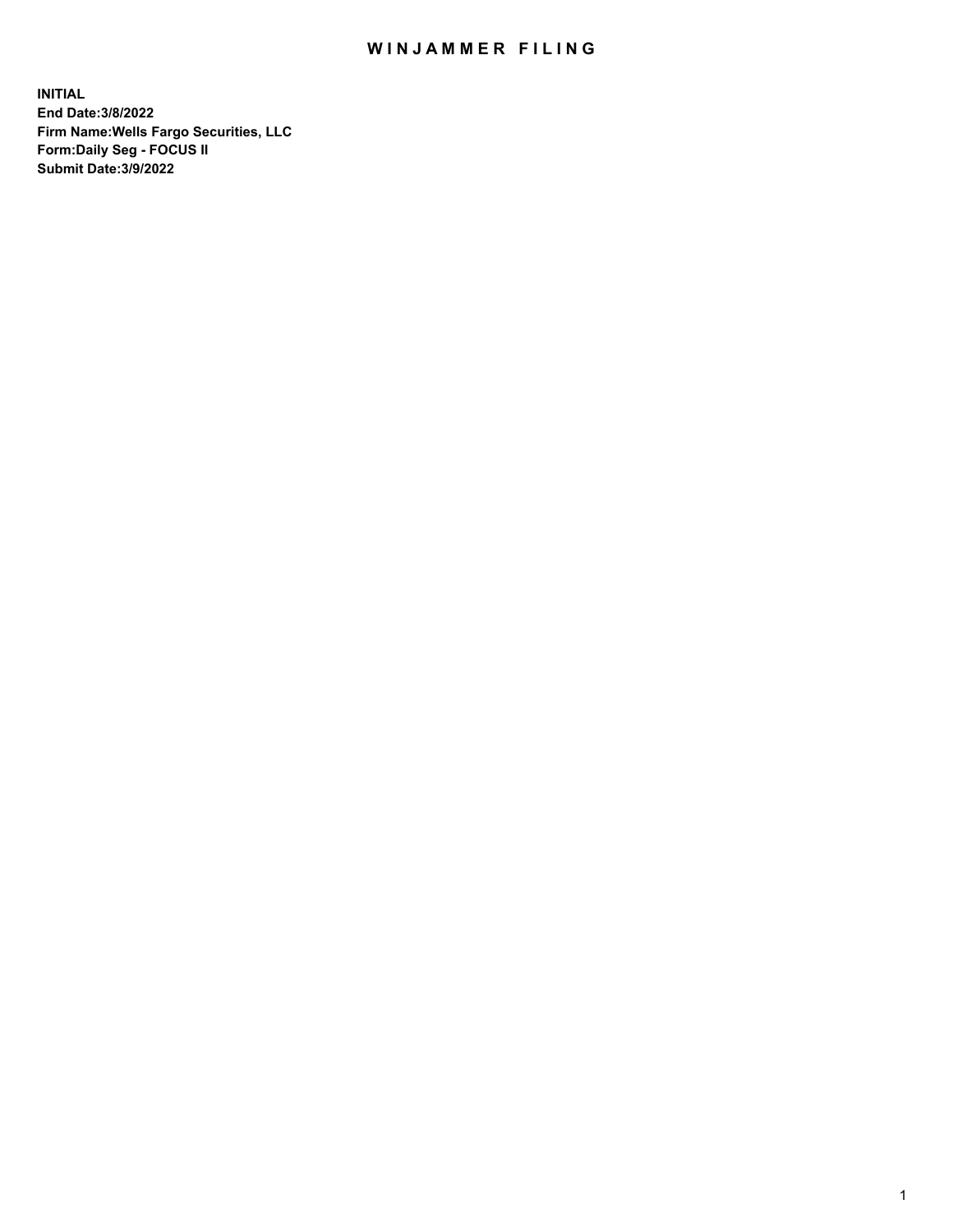# WINJAMMER FILING

**INITIAL**
**End Date:3/8/2022**
**Firm Name:Wells Fargo Securities, LLC**
**Form:Daily Seg - FOCUS II**
**Submit Date:3/9/2022**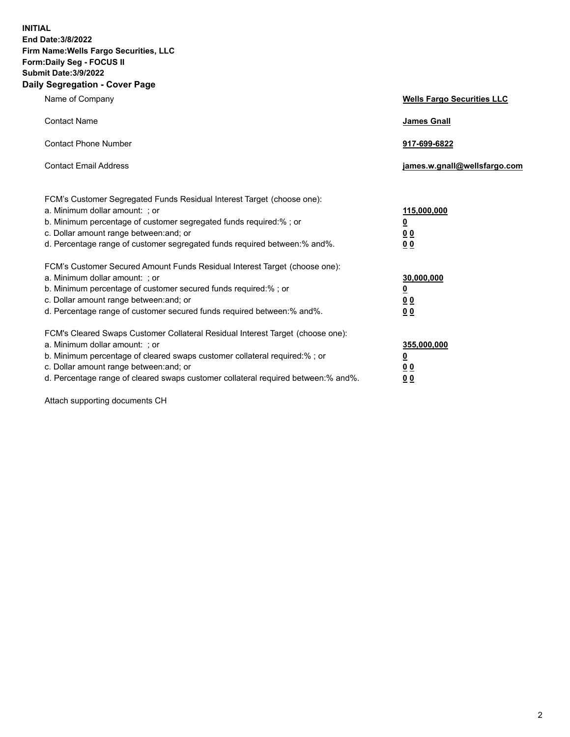**INITIAL**
**End Date:3/8/2022**
**Firm Name:Wells Fargo Securities, LLC**
**Form:Daily Seg - FOCUS II**
**Submit Date:3/9/2022**

## Daily Segregation - Cover Page

| | |
|---|---|
| Name of Company | **Wells Fargo Securities LLC** |
| Contact Name | **James Gnall** |
| Contact Phone Number | **917-699-6822** |
| Contact Email Address | **james.w.gnall@wellsfargo.com** |

FCM's Customer Segregated Funds Residual Interest Target (choose one):

| | |
|---|---|
| a. Minimum dollar amount: ; or | **115,000,000** |
| b. Minimum percentage of customer segregated funds required:% ; or | **0** |
| c. Dollar amount range between:and; or | **0 0** |
| d. Percentage range of customer segregated funds required between:% and%. | **0 0** |

FCM's Customer Secured Amount Funds Residual Interest Target (choose one):

| | |
|---|---|
| a. Minimum dollar amount: ; or | **30,000,000** |
| b. Minimum percentage of customer secured funds required:% ; or | **0** |
| c. Dollar amount range between:and; or | **0 0** |
| d. Percentage range of customer secured funds required between:% and%. | **0 0** |

FCM's Cleared Swaps Customer Collateral Residual Interest Target (choose one):

| | |
|---|---|
| a. Minimum dollar amount: ; or | **355,000,000** |
| b. Minimum percentage of cleared swaps customer collateral required:% ; or | **0** |
| c. Dollar amount range between:and; or | **0 0** |
| d. Percentage range of cleared swaps customer collateral required between:% and%. | **0 0** |

Attach supporting documents CH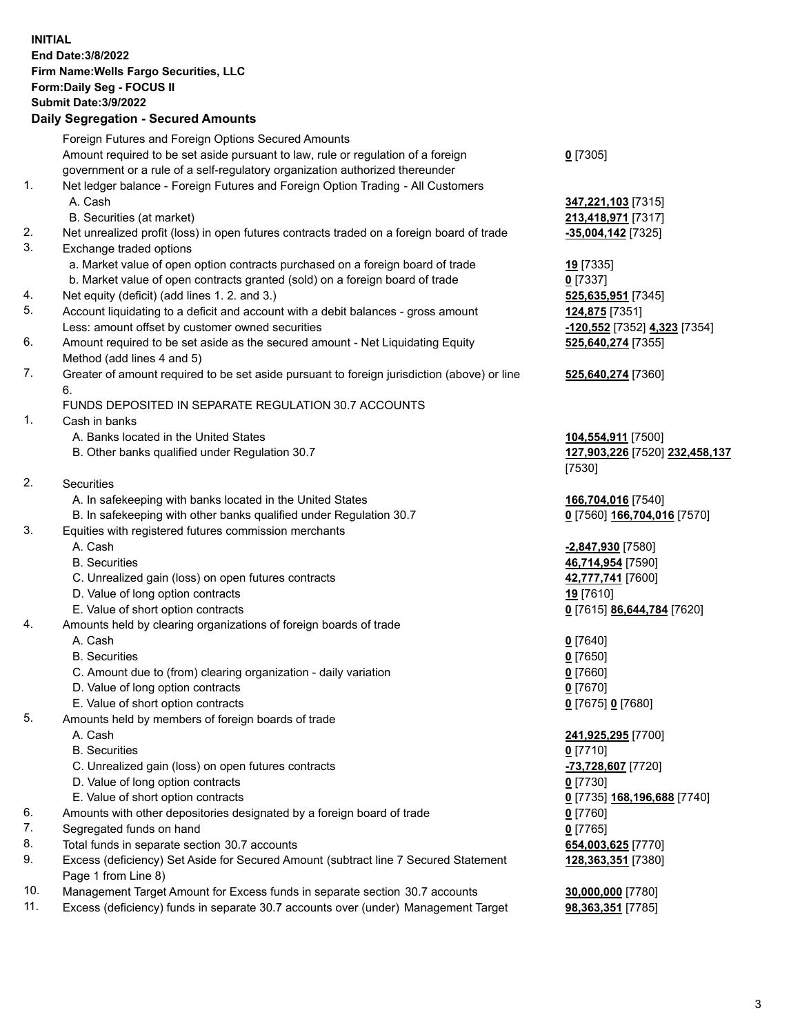**INITIAL**
**End Date:3/8/2022**
**Firm Name:Wells Fargo Securities, LLC**
**Form:Daily Seg - FOCUS II**
**Submit Date:3/9/2022**

## Daily Segregation - Secured Amounts

| | | |
|---|---|---|
| | Foreign Futures and Foreign Options Secured Amounts | |
| | Amount required to be set aside pursuant to law, rule or regulation of a foreign government or a rule of a self-regulatory organization authorized thereunder | **0** [7305] |
| 1. | Net ledger balance - Foreign Futures and Foreign Option Trading - All Customers | |
| | A. Cash | **347,221,103** [7315] |
| | B. Securities (at market) | **213,418,971** [7317] |
| 2. | Net unrealized profit (loss) in open futures contracts traded on a foreign board of trade | **-35,004,142** [7325] |
| 3. | Exchange traded options | |
| | a. Market value of open option contracts purchased on a foreign board of trade | **19** [7335] |
| | b. Market value of open contracts granted (sold) on a foreign board of trade | **0** [7337] |
| 4. | Net equity (deficit) (add lines 1. 2. and 3.) | **525,635,951** [7345] |
| 5. | Account liquidating to a deficit and account with a debit balances - gross amount | **124,875** [7351] |
| | Less: amount offset by customer owned securities | **-120,552** [7352] **4,323** [7354] |
| 6. | Amount required to be set aside as the secured amount - Net Liquidating Equity Method (add lines 4 and 5) | **525,640,274** [7355] |
| 7. | Greater of amount required to be set aside pursuant to foreign jurisdiction (above) or line 6. | **525,640,274** [7360] |
| | FUNDS DEPOSITED IN SEPARATE REGULATION 30.7 ACCOUNTS | |
| 1. | Cash in banks | |
| | A. Banks located in the United States | **104,554,911** [7500] |
| | B. Other banks qualified under Regulation 30.7 | **127,903,226** [7520] **232,458,137** [7530] |
| 2. | Securities | |
| | A. In safekeeping with banks located in the United States | **166,704,016** [7540] |
| | B. In safekeeping with other banks qualified under Regulation 30.7 | **0** [7560] **166,704,016** [7570] |
| 3. | Equities with registered futures commission merchants | |
| | A. Cash | **-2,847,930** [7580] |
| | B. Securities | **46,714,954** [7590] |
| | C. Unrealized gain (loss) on open futures contracts | **42,777,741** [7600] |
| | D. Value of long option contracts | **19** [7610] |
| | E. Value of short option contracts | **0** [7615] **86,644,784** [7620] |
| 4. | Amounts held by clearing organizations of foreign boards of trade | |
| | A. Cash | **0** [7640] |
| | B. Securities | **0** [7650] |
| | C. Amount due to (from) clearing organization - daily variation | **0** [7660] |
| | D. Value of long option contracts | **0** [7670] |
| | E. Value of short option contracts | **0** [7675] **0** [7680] |
| 5. | Amounts held by members of foreign boards of trade | |
| | A. Cash | **241,925,295** [7700] |
| | B. Securities | **0** [7710] |
| | C. Unrealized gain (loss) on open futures contracts | **-73,728,607** [7720] |
| | D. Value of long option contracts | **0** [7730] |
| | E. Value of short option contracts | **0** [7735] **168,196,688** [7740] |
| 6. | Amounts with other depositories designated by a foreign board of trade | **0** [7760] |
| 7. | Segregated funds on hand | **0** [7765] |
| 8. | Total funds in separate section 30.7 accounts | **654,003,625** [7770] |
| 9. | Excess (deficiency) Set Aside for Secured Amount (subtract line 7 Secured Statement Page 1 from Line 8) | **128,363,351** [7380] |
| 10. | Management Target Amount for Excess funds in separate section 30.7 accounts | **30,000,000** [7780] |
| 11. | Excess (deficiency) funds in separate 30.7 accounts over (under) Management Target | **98,363,351** [7785] |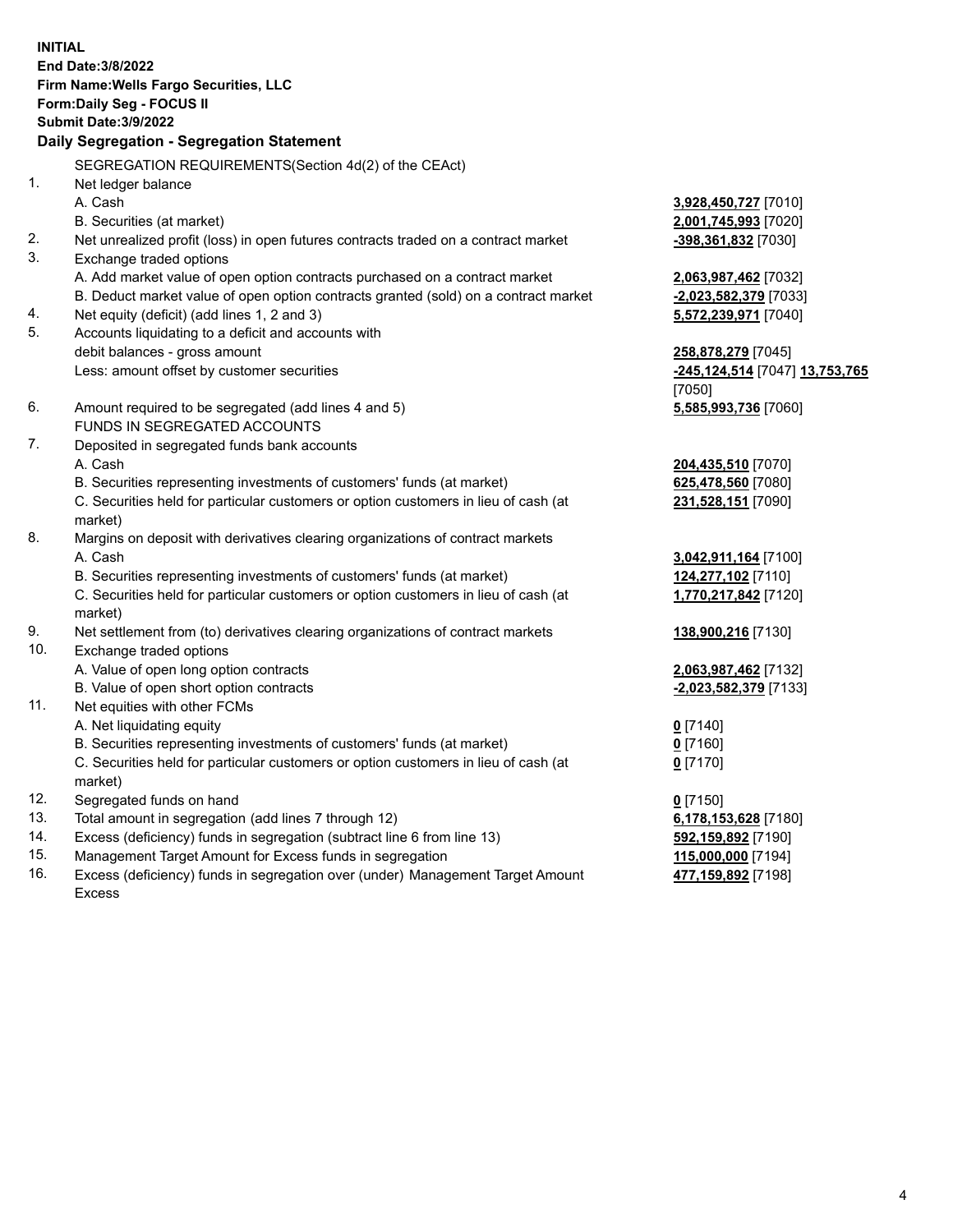**INITIAL**
**End Date:3/8/2022**
**Firm Name:Wells Fargo Securities, LLC**
**Form:Daily Seg - FOCUS II**
**Submit Date:3/9/2022**

## Daily Segregation - Segregation Statement

SEGREGATION REQUIREMENTS(Section 4d(2) of the CEAct)

| | | |
|---|---|---|
| 1. | Net ledger balance | |
| | A. Cash | **3,928,450,727** [7010] |
| | B. Securities (at market) | **2,001,745,993** [7020] |
| 2. | Net unrealized profit (loss) in open futures contracts traded on a contract market | **-398,361,832** [7030] |
| 3. | Exchange traded options | |
| | A. Add market value of open option contracts purchased on a contract market | **2,063,987,462** [7032] |
| | B. Deduct market value of open option contracts granted (sold) on a contract market | **-2,023,582,379** [7033] |
| 4. | Net equity (deficit) (add lines 1, 2 and 3) | **5,572,239,971** [7040] |
| 5. | Accounts liquidating to a deficit and accounts with debit balances - gross amount | **258,878,279** [7045] |
| | Less: amount offset by customer securities | **-245,124,514** [7047] **13,753,765** [7050] |
| 6. | Amount required to be segregated (add lines 4 and 5) | **5,585,993,736** [7060] |
| | FUNDS IN SEGREGATED ACCOUNTS | |
| 7. | Deposited in segregated funds bank accounts | |
| | A. Cash | **204,435,510** [7070] |
| | B. Securities representing investments of customers' funds (at market) | **625,478,560** [7080] |
| | C. Securities held for particular customers or option customers in lieu of cash (at market) | **231,528,151** [7090] |
| 8. | Margins on deposit with derivatives clearing organizations of contract markets | |
| | A. Cash | **3,042,911,164** [7100] |
| | B. Securities representing investments of customers' funds (at market) | **124,277,102** [7110] |
| | C. Securities held for particular customers or option customers in lieu of cash (at market) | **1,770,217,842** [7120] |
| 9. | Net settlement from (to) derivatives clearing organizations of contract markets | **138,900,216** [7130] |
| 10. | Exchange traded options | |
| | A. Value of open long option contracts | **2,063,987,462** [7132] |
| | B. Value of open short option contracts | **-2,023,582,379** [7133] |
| 11. | Net equities with other FCMs | |
| | A. Net liquidating equity | **0** [7140] |
| | B. Securities representing investments of customers' funds (at market) | **0** [7160] |
| | C. Securities held for particular customers or option customers in lieu of cash (at market) | **0** [7170] |
| 12. | Segregated funds on hand | **0** [7150] |
| 13. | Total amount in segregation (add lines 7 through 12) | **6,178,153,628** [7180] |
| 14. | Excess (deficiency) funds in segregation (subtract line 6 from line 13) | **592,159,892** [7190] |
| 15. | Management Target Amount for Excess funds in segregation | **115,000,000** [7194] |
| 16. | Excess (deficiency) funds in segregation over (under) Management Target Amount Excess | **477,159,892** [7198] |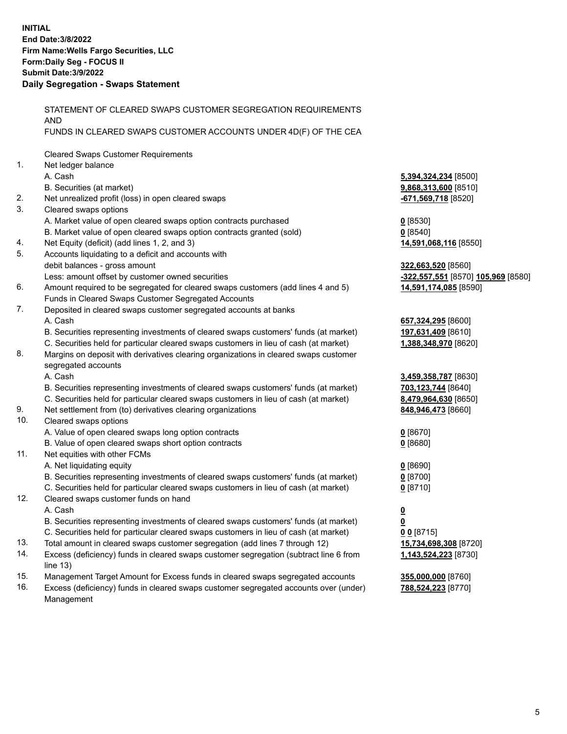**INITIAL**
**End Date:3/8/2022**
**Firm Name:Wells Fargo Securities, LLC**
**Form:Daily Seg - FOCUS II**
**Submit Date:3/9/2022**
**Daily Segregation - Swaps Statement**

STATEMENT OF CLEARED SWAPS CUSTOMER SEGREGATION REQUIREMENTS AND
FUNDS IN CLEARED SWAPS CUSTOMER ACCOUNTS UNDER 4D(F) OF THE CEA

| | | |
|---|---|---|
| | Cleared Swaps Customer Requirements | |
| 1. | Net ledger balance | |
| | A. Cash | **5,394,324,234** [8500] |
| | B. Securities (at market) | **9,868,313,600** [8510] |
| 2. | Net unrealized profit (loss) in open cleared swaps | **-671,569,718** [8520] |
| 3. | Cleared swaps options | |
| | A. Market value of open cleared swaps option contracts purchased | **0** [8530] |
| | B. Market value of open cleared swaps option contracts granted (sold) | **0** [8540] |
| 4. | Net Equity (deficit) (add lines 1, 2, and 3) | **14,591,068,116** [8550] |
| 5. | Accounts liquidating to a deficit and accounts with debit balances - gross amount | **322,663,520** [8560] |
| | Less: amount offset by customer owned securities | **-322,557,551** [8570] **105,969** [8580] |
| 6. | Amount required to be segregated for cleared swaps customers (add lines 4 and 5) | **14,591,174,085** [8590] |
| | Funds in Cleared Swaps Customer Segregated Accounts | |
| 7. | Deposited in cleared swaps customer segregated accounts at banks | |
| | A. Cash | **657,324,295** [8600] |
| | B. Securities representing investments of cleared swaps customers' funds (at market) | **197,631,409** [8610] |
| | C. Securities held for particular cleared swaps customers in lieu of cash (at market) | **1,388,348,970** [8620] |
| 8. | Margins on deposit with derivatives clearing organizations in cleared swaps customer segregated accounts | |
| | A. Cash | **3,459,358,787** [8630] |
| | B. Securities representing investments of cleared swaps customers' funds (at market) | **703,123,744** [8640] |
| | C. Securities held for particular cleared swaps customers in lieu of cash (at market) | **8,479,964,630** [8650] |
| 9. | Net settlement from (to) derivatives clearing organizations | **848,946,473** [8660] |
| 10. | Cleared swaps options | |
| | A. Value of open cleared swaps long option contracts | **0** [8670] |
| | B. Value of open cleared swaps short option contracts | **0** [8680] |
| 11. | Net equities with other FCMs | |
| | A. Net liquidating equity | **0** [8690] |
| | B. Securities representing investments of cleared swaps customers' funds (at market) | **0** [8700] |
| | C. Securities held for particular cleared swaps customers in lieu of cash (at market) | **0** [8710] |
| 12. | Cleared swaps customer funds on hand | |
| | A. Cash | **0** |
| | B. Securities representing investments of cleared swaps customers' funds (at market) | **0** |
| | C. Securities held for particular cleared swaps customers in lieu of cash (at market) | **0** **0** [8715] |
| 13. | Total amount in cleared swaps customer segregation (add lines 7 through 12) | **15,734,698,308** [8720] |
| 14. | Excess (deficiency) funds in cleared swaps customer segregation (subtract line 6 from line 13) | **1,143,524,223** [8730] |
| 15. | Management Target Amount for Excess funds in cleared swaps segregated accounts | **355,000,000** [8760] |
| 16. | Excess (deficiency) funds in cleared swaps customer segregated accounts over (under) Management | **788,524,223** [8770] |